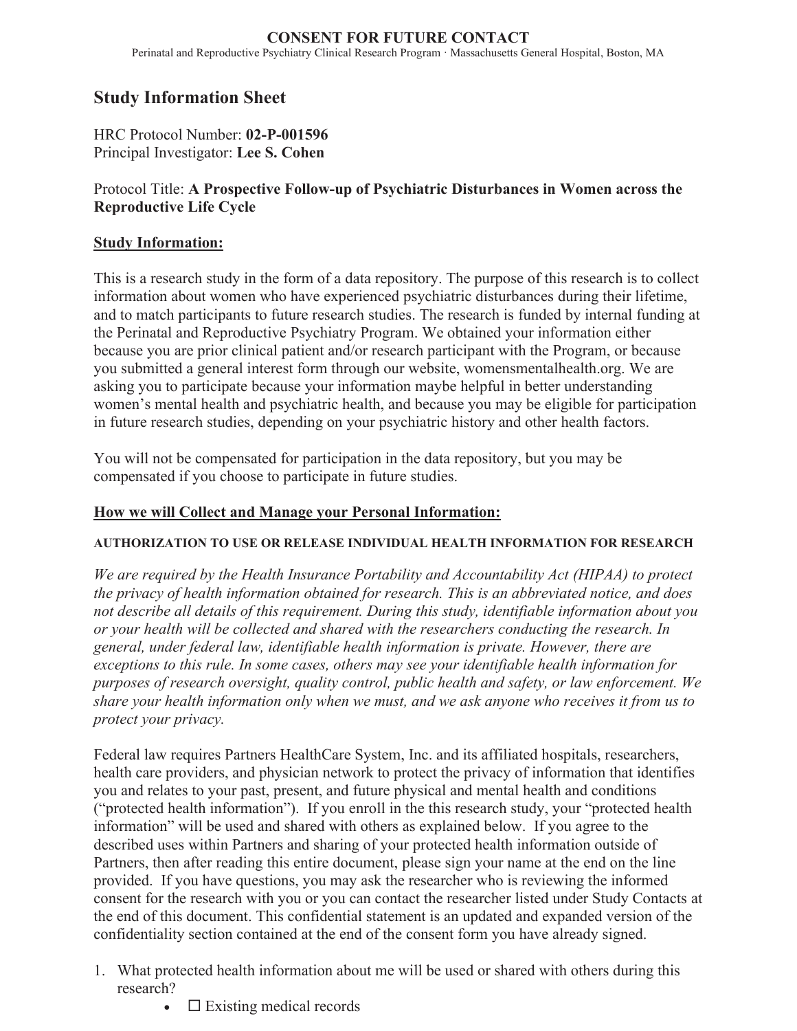# CONSENT FOR FUTURE CONTACT

Perinatal and Reproductive Psychiatry Clinical Research Program · Massachusetts General Hospital, Boston, MA

## Study Information Sheet

HRC Protocol Number: **02-P-001596**
Principal Investigator: **Lee S. Cohen**

Protocol Title: **A Prospective Follow-up of Psychiatric Disturbances in Women across the Reproductive Life Cycle**

**Study Information:**

This is a research study in the form of a data repository. The purpose of this research is to collect information about women who have experienced psychiatric disturbances during their lifetime, and to match participants to future research studies. The research is funded by internal funding at the Perinatal and Reproductive Psychiatry Program. We obtained your information either because you are prior clinical patient and/or research participant with the Program, or because you submitted a general interest form through our website, womensmentalhealth.org. We are asking you to participate because your information maybe helpful in better understanding women's mental health and psychiatric health, and because you may be eligible for participation in future research studies, depending on your psychiatric history and other health factors.

You will not be compensated for participation in the data repository, but you may be compensated if you choose to participate in future studies.

**How we will Collect and Manage your Personal Information:**

**AUTHORIZATION TO USE OR RELEASE INDIVIDUAL HEALTH INFORMATION FOR RESEARCH**

*We are required by the Health Insurance Portability and Accountability Act (HIPAA) to protect the privacy of health information obtained for research. This is an abbreviated notice, and does not describe all details of this requirement. During this study, identifiable information about you or your health will be collected and shared with the researchers conducting the research. In general, under federal law, identifiable health information is private. However, there are exceptions to this rule. In some cases, others may see your identifiable health information for purposes of research oversight, quality control, public health and safety, or law enforcement. We share your health information only when we must, and we ask anyone who receives it from us to protect your privacy.*

Federal law requires Partners HealthCare System, Inc. and its affiliated hospitals, researchers, health care providers, and physician network to protect the privacy of information that identifies you and relates to your past, present, and future physical and mental health and conditions ("protected health information"). If you enroll in the this research study, your "protected health information" will be used and shared with others as explained below. If you agree to the described uses within Partners and sharing of your protected health information outside of Partners, then after reading this entire document, please sign your name at the end on the line provided. If you have questions, you may ask the researcher who is reviewing the informed consent for the research with you or you can contact the researcher listed under Study Contacts at the end of this document. This confidential statement is an updated and expanded version of the confidentiality section contained at the end of the consent form you have already signed.

1. What protected health information about me will be used or shared with others during this research?
   - ☐ Existing medical records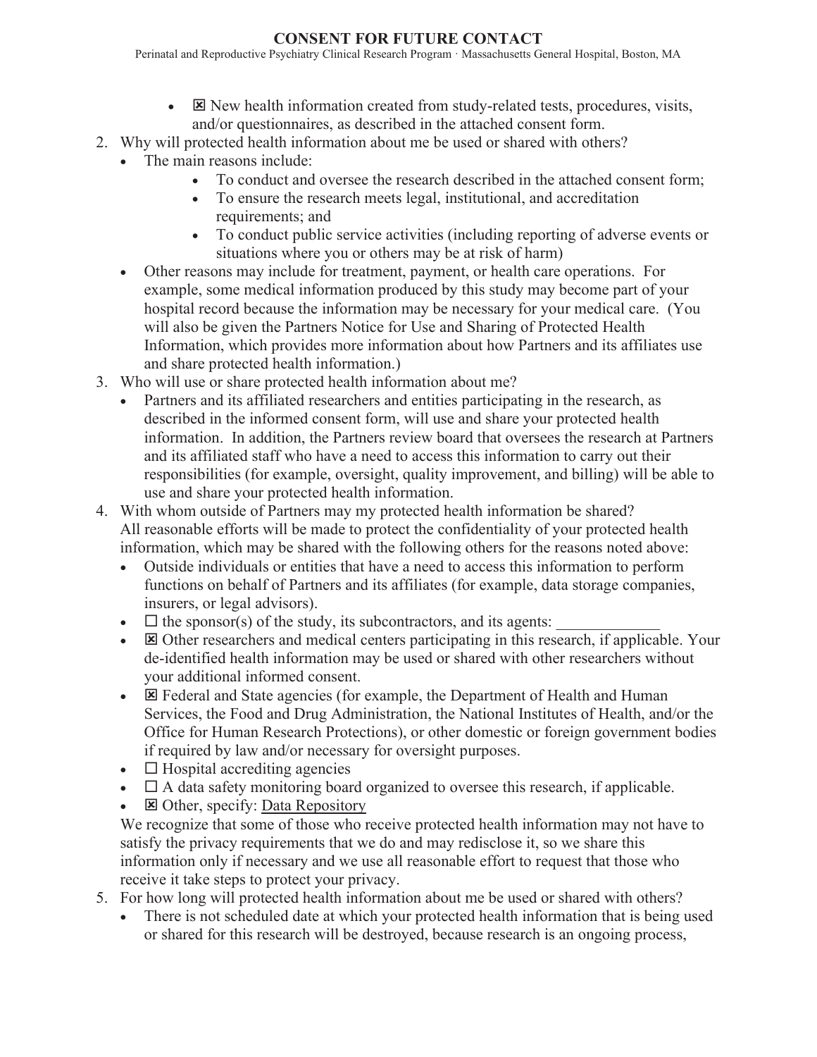- ☒ New health information created from study-related tests, procedures, visits, and/or questionnaires, as described in the attached consent form.

2. Why will protected health information about me be used or shared with others?
   - The main reasons include:
     - To conduct and oversee the research described in the attached consent form;
     - To ensure the research meets legal, institutional, and accreditation requirements; and
     - To conduct public service activities (including reporting of adverse events or situations where you or others may be at risk of harm)
   - Other reasons may include for treatment, payment, or health care operations. For example, some medical information produced by this study may become part of your hospital record because the information may be necessary for your medical care. (You will also be given the Partners Notice for Use and Sharing of Protected Health Information, which provides more information about how Partners and its affiliates use and share protected health information.)

3. Who will use or share protected health information about me?
   - Partners and its affiliated researchers and entities participating in the research, as described in the informed consent form, will use and share your protected health information. In addition, the Partners review board that oversees the research at Partners and its affiliated staff who have a need to access this information to carry out their responsibilities (for example, oversight, quality improvement, and billing) will be able to use and share your protected health information.

4. With whom outside of Partners may my protected health information be shared?
   All reasonable efforts will be made to protect the confidentiality of your protected health information, which may be shared with the following others for the reasons noted above:
   - Outside individuals or entities that have a need to access this information to perform functions on behalf of Partners and its affiliates (for example, data storage companies, insurers, or legal advisors).
   - ☐ the sponsor(s) of the study, its subcontractors, and its agents: ____________
   - ☒ Other researchers and medical centers participating in this research, if applicable. Your de-identified health information may be used or shared with other researchers without your additional informed consent.
   - ☒ Federal and State agencies (for example, the Department of Health and Human Services, the Food and Drug Administration, the National Institutes of Health, and/or the Office for Human Research Protections), or other domestic or foreign government bodies if required by law and/or necessary for oversight purposes.
   - ☐ Hospital accrediting agencies
   - ☐ A data safety monitoring board organized to oversee this research, if applicable.
   - ☒ Other, specify: Data Repository

   We recognize that some of those who receive protected health information may not have to satisfy the privacy requirements that we do and may redisclose it, so we share this information only if necessary and we use all reasonable effort to request that those who receive it take steps to protect your privacy.

5. For how long will protected health information about me be used or shared with others?
   - There is not scheduled date at which your protected health information that is being used or shared for this research will be destroyed, because research is an ongoing process,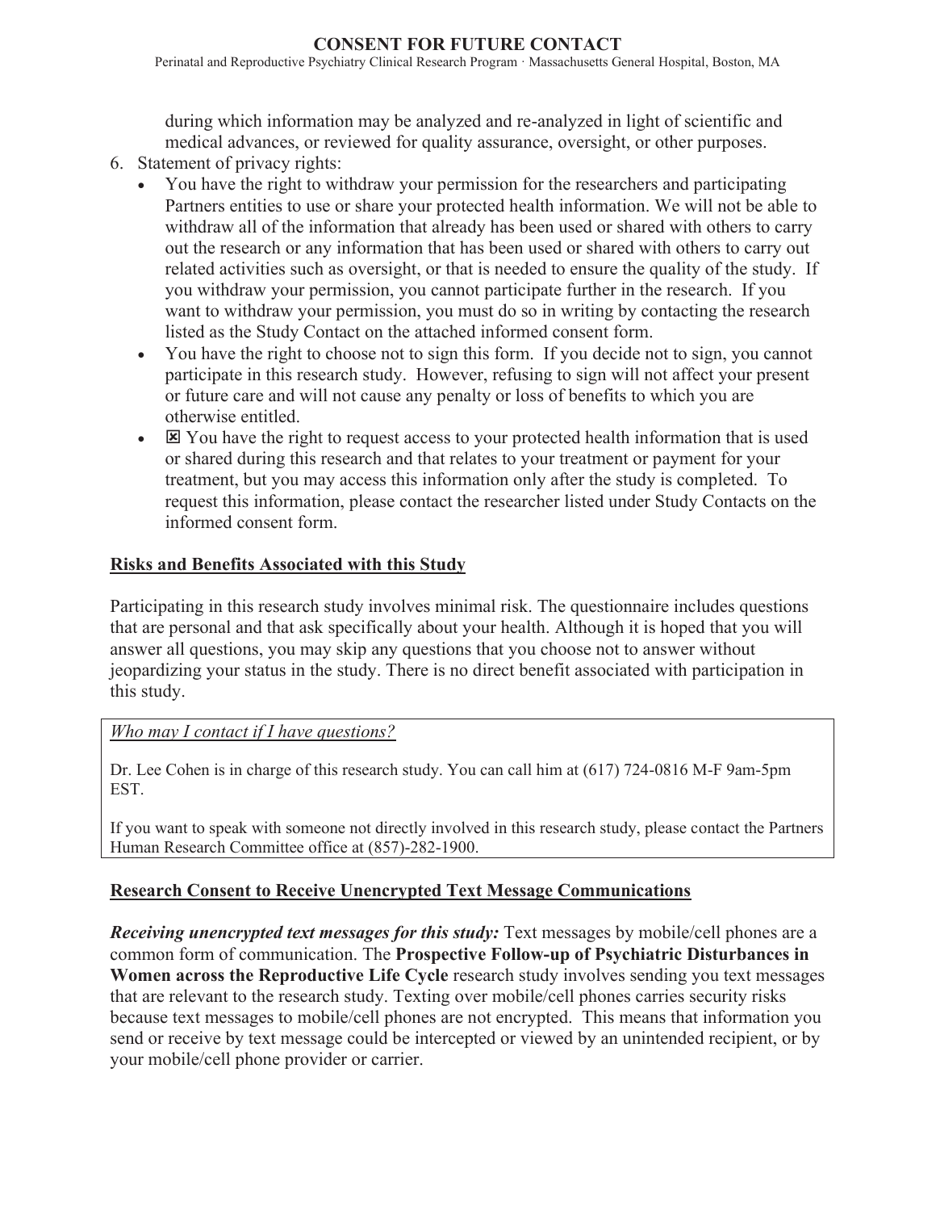during which information may be analyzed and re-analyzed in light of scientific and medical advances, or reviewed for quality assurance, oversight, or other purposes.

6. Statement of privacy rights:
   - You have the right to withdraw your permission for the researchers and participating Partners entities to use or share your protected health information. We will not be able to withdraw all of the information that already has been used or shared with others to carry out the research or any information that has been used or shared with others to carry out related activities such as oversight, or that is needed to ensure the quality of the study. If you withdraw your permission, you cannot participate further in the research. If you want to withdraw your permission, you must do so in writing by contacting the research listed as the Study Contact on the attached informed consent form.
   - You have the right to choose not to sign this form. If you decide not to sign, you cannot participate in this research study. However, refusing to sign will not affect your present or future care and will not cause any penalty or loss of benefits to which you are otherwise entitled.
   - ☒ You have the right to request access to your protected health information that is used or shared during this research and that relates to your treatment or payment for your treatment, but you may access this information only after the study is completed. To request this information, please contact the researcher listed under Study Contacts on the informed consent form.

## Risks and Benefits Associated with this Study

Participating in this research study involves minimal risk. The questionnaire includes questions that are personal and that ask specifically about your health. Although it is hoped that you will answer all questions, you may skip any questions that you choose not to answer without jeopardizing your status in the study. There is no direct benefit associated with participation in this study.

*Who may I contact if I have questions?*

Dr. Lee Cohen is in charge of this research study. You can call him at (617) 724-0816 M-F 9am-5pm EST.

If you want to speak with someone not directly involved in this research study, please contact the Partners Human Research Committee office at (857)-282-1900.

## Research Consent to Receive Unencrypted Text Message Communications

***Receiving unencrypted text messages for this study:*** Text messages by mobile/cell phones are a common form of communication. The **Prospective Follow-up of Psychiatric Disturbances in Women across the Reproductive Life Cycle** research study involves sending you text messages that are relevant to the research study. Texting over mobile/cell phones carries security risks because text messages to mobile/cell phones are not encrypted. This means that information you send or receive by text message could be intercepted or viewed by an unintended recipient, or by your mobile/cell phone provider or carrier.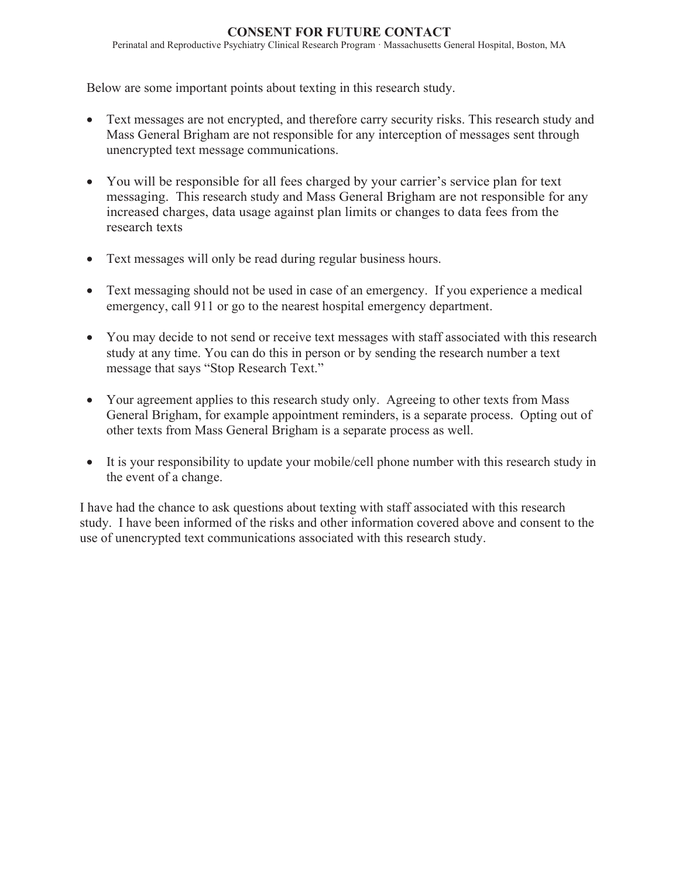Below are some important points about texting in this research study.

- Text messages are not encrypted, and therefore carry security risks. This research study and Mass General Brigham are not responsible for any interception of messages sent through unencrypted text message communications.
- You will be responsible for all fees charged by your carrier's service plan for text messaging. This research study and Mass General Brigham are not responsible for any increased charges, data usage against plan limits or changes to data fees from the research texts
- Text messages will only be read during regular business hours.
- Text messaging should not be used in case of an emergency. If you experience a medical emergency, call 911 or go to the nearest hospital emergency department.
- You may decide to not send or receive text messages with staff associated with this research study at any time. You can do this in person or by sending the research number a text message that says "Stop Research Text."
- Your agreement applies to this research study only. Agreeing to other texts from Mass General Brigham, for example appointment reminders, is a separate process. Opting out of other texts from Mass General Brigham is a separate process as well.
- It is your responsibility to update your mobile/cell phone number with this research study in the event of a change.

I have had the chance to ask questions about texting with staff associated with this research study. I have been informed of the risks and other information covered above and consent to the use of unencrypted text communications associated with this research study.